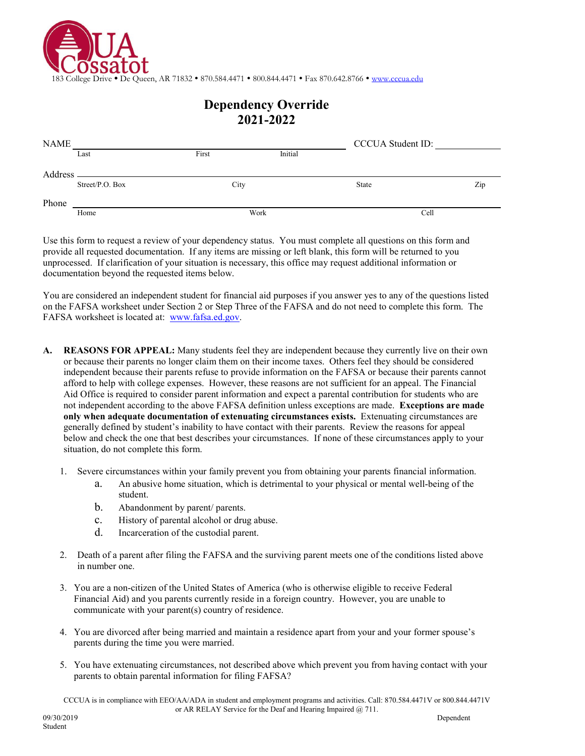UA Cossatot

183 College Drive • De Queen, AR 71832 • 870.584.4471 • 800.844.4471 • Fax 870.642.8766 • www.cccua.edu

# Dependency Override
## 2021-2022

NAME ______________________________________ CCCUA Student ID: ____________
Last First Initial

Address ____________________________________________________________
Street/P.O. Box City State Zip

Phone ____________________________________________________________
Home Work Cell

Use this form to request a review of your dependency status. You must complete all questions on this form and provide all requested documentation. If any items are missing or left blank, this form will be returned to you unprocessed. If clarification of your situation is necessary, this office may request additional information or documentation beyond the requested items below.

You are considered an independent student for financial aid purposes if you answer yes to any of the questions listed on the FAFSA worksheet under Section 2 or Step Three of the FAFSA and do not need to complete this form. The FAFSA worksheet is located at: www.fafsa.ed.gov.

**A. REASONS FOR APPEAL:** Many students feel they are independent because they currently live on their own or because their parents no longer claim them on their income taxes. Others feel they should be considered independent because their parents refuse to provide information on the FAFSA or because their parents cannot afford to help with college expenses. However, these reasons are not sufficient for an appeal. The Financial Aid Office is required to consider parent information and expect a parental contribution for students who are not independent according to the above FAFSA definition unless exceptions are made. **Exceptions are made only when adequate documentation of extenuating circumstances exists.** Extenuating circumstances are generally defined by student's inability to have contact with their parents. Review the reasons for appeal below and check the one that best describes your circumstances. If none of these circumstances apply to your situation, do not complete this form.

1. Severe circumstances within your family prevent you from obtaining your parents financial information.
   a. An abusive home situation, which is detrimental to your physical or mental well-being of the student.
   b. Abandonment by parent/ parents.
   c. History of parental alcohol or drug abuse.
   d. Incarceration of the custodial parent.

2. Death of a parent after filing the FAFSA and the surviving parent meets one of the conditions listed above in number one.

3. You are a non-citizen of the United States of America (who is otherwise eligible to receive Federal Financial Aid) and you parents currently reside in a foreign country. However, you are unable to communicate with your parent(s) country of residence.

4. You are divorced after being married and maintain a residence apart from your and your former spouse's parents during the time you were married.

5. You have extenuating circumstances, not described above which prevent you from having contact with your parents to obtain parental information for filing FAFSA?

CCCUA is in compliance with EEO/AA/ADA in student and employment programs and activities. Call: 870.584.4471V or 800.844.4471V or AR RELAY Service for the Deaf and Hearing Impaired @ 711.

09/30/2019 Dependent
Student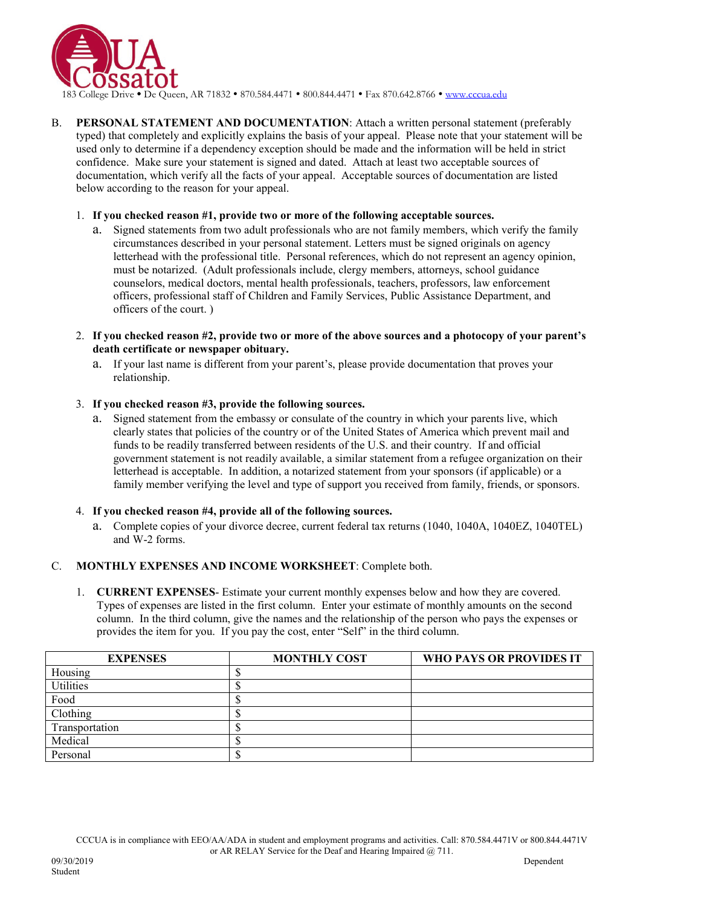183 College Drive • De Queen, AR 71832 • 870.584.4471 • 800.844.4471 • Fax 870.642.8766 • www.cccua.edu

B. **PERSONAL STATEMENT AND DOCUMENTATION**: Attach a written personal statement (preferably typed) that completely and explicitly explains the basis of your appeal. Please note that your statement will be used only to determine if a dependency exception should be made and the information will be held in strict confidence. Make sure your statement is signed and dated. Attach at least two acceptable sources of documentation, which verify all the facts of your appeal. Acceptable sources of documentation are listed below according to the reason for your appeal.

1. **If you checked reason #1, provide two or more of the following acceptable sources.**
   a. Signed statements from two adult professionals who are not family members, which verify the family circumstances described in your personal statement. Letters must be signed originals on agency letterhead with the professional title. Personal references, which do not represent an agency opinion, must be notarized. (Adult professionals include, clergy members, attorneys, school guidance counselors, medical doctors, mental health professionals, teachers, professors, law enforcement officers, professional staff of Children and Family Services, Public Assistance Department, and officers of the court. )

2. **If you checked reason #2, provide two or more of the above sources and a photocopy of your parent's death certificate or newspaper obituary.**
   a. If your last name is different from your parent's, please provide documentation that proves your relationship.

3. **If you checked reason #3, provide the following sources.**
   a. Signed statement from the embassy or consulate of the country in which your parents live, which clearly states that policies of the country or of the United States of America which prevent mail and funds to be readily transferred between residents of the U.S. and their country. If and official government statement is not readily available, a similar statement from a refugee organization on their letterhead is acceptable. In addition, a notarized statement from your sponsors (if applicable) or a family member verifying the level and type of support you received from family, friends, or sponsors.

4. **If you checked reason #4, provide all of the following sources.**
   a. Complete copies of your divorce decree, current federal tax returns (1040, 1040A, 1040EZ, 1040TEL) and W-2 forms.

C. **MONTHLY EXPENSES AND INCOME WORKSHEET**: Complete both.

1. **CURRENT EXPENSES**- Estimate your current monthly expenses below and how they are covered. Types of expenses are listed in the first column. Enter your estimate of monthly amounts on the second column. In the third column, give the names and the relationship of the person who pays the expenses or provides the item for you. If you pay the cost, enter "Self" in the third column.

| EXPENSES | MONTHLY COST | WHO PAYS OR PROVIDES IT |
|---|---|---|
| Housing | $ | |
| Utilities | $ | |
| Food | $ | |
| Clothing | $ | |
| Transportation | $ | |
| Medical | $ | |
| Personal | $ | |

CCCUA is in compliance with EEO/AA/ADA in student and employment programs and activities. Call: 870.584.4471V or 800.844.4471V or AR RELAY Service for the Deaf and Hearing Impaired @ 711.

09/30/2019 Dependent Student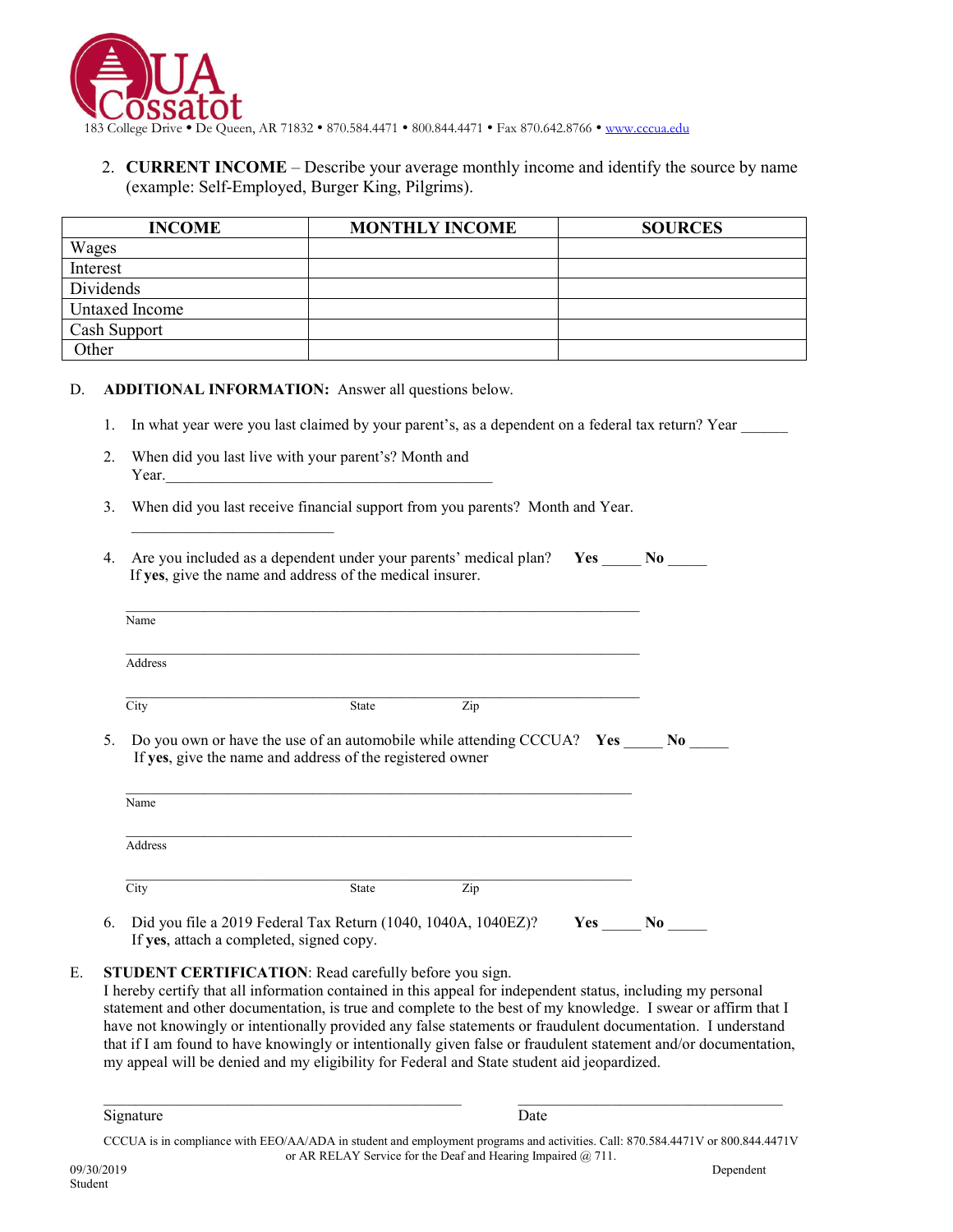UA Cossatot

183 College Drive • De Queen, AR 71832 • 870.584.4471 • 800.844.4471 • Fax 870.642.8766 • www.cccua.edu

2. **CURRENT INCOME** – Describe your average monthly income and identify the source by name (example: Self-Employed, Burger King, Pilgrims).

| INCOME | MONTHLY INCOME | SOURCES |
|---|---|---|
| Wages | | |
| Interest | | |
| Dividends | | |
| Untaxed Income | | |
| Cash Support | | |
| Other | | |

D. **ADDITIONAL INFORMATION:** Answer all questions below.

1. In what year were you last claimed by your parent's, as a dependent on a federal tax return? Year ______

2. When did you last live with your parent's? Month and Year.__________________________________________

3. When did you last receive financial support from you parents? Month and Year. ___________________________

4. Are you included as a dependent under your parents' medical plan? **Yes** _____ **No** _____
   If **yes**, give the name and address of the medical insurer.

   ____________________________________________________________________
   Name

   ____________________________________________________________________
   Address

   ____________________________________________________________________
   City State Zip

5. Do you own or have the use of an automobile while attending CCCUA? **Yes** _____ **No** _____
   If **yes**, give the name and address of the registered owner

   ____________________________________________________________________
   Name

   ____________________________________________________________________
   Address

   ____________________________________________________________________
   City State Zip

6. Did you file a 2019 Federal Tax Return (1040, 1040A, 1040EZ)? **Yes** _____ **No** _____
   If **yes**, attach a completed, signed copy.

E. **STUDENT CERTIFICATION**: Read carefully before you sign.
I hereby certify that all information contained in this appeal for independent status, including my personal statement and other documentation, is true and complete to the best of my knowledge. I swear or affirm that I have not knowingly or intentionally provided any false statements or fraudulent documentation. I understand that if I am found to have knowingly or intentionally given false or fraudulent statement and/or documentation, my appeal will be denied and my eligibility for Federal and State student aid jeopardized.

________________________________________________ ____________________________________
Signature Date

CCCUA is in compliance with EEO/AA/ADA in student and employment programs and activities. Call: 870.584.4471V or 800.844.4471V or AR RELAY Service for the Deaf and Hearing Impaired @ 711.

09/30/2019
Student
Dependent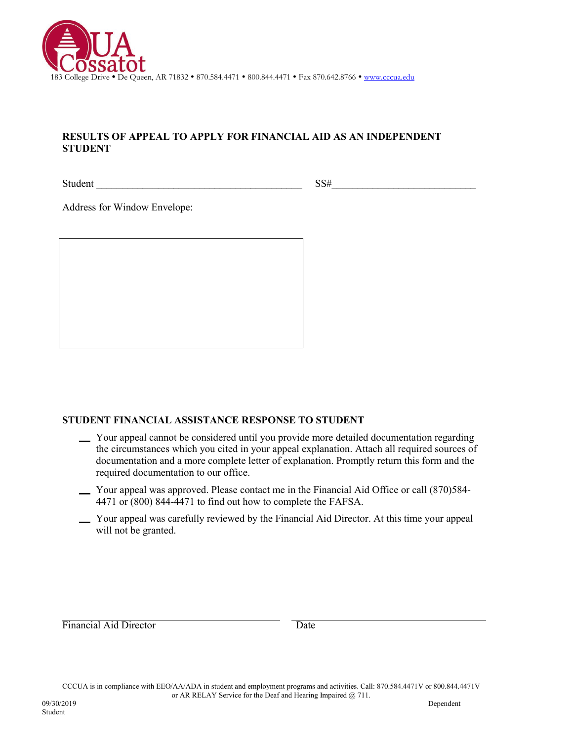UA Cossatot

183 College Drive • De Queen, AR 71832 • 870.584.4471 • 800.844.4471 • Fax 870.642.8766 • www.cccua.edu

**RESULTS OF APPEAL TO APPLY FOR FINANCIAL AID AS AN INDEPENDENT STUDENT**

Student ________________________________________ SS#____________________________

Address for Window Envelope:

**STUDENT FINANCIAL ASSISTANCE RESPONSE TO STUDENT**

- __ Your appeal cannot be considered until you provide more detailed documentation regarding the circumstances which you cited in your appeal explanation. Attach all required sources of documentation and a more complete letter of explanation. Promptly return this form and the required documentation to our office.
- __ Your appeal was approved. Please contact me in the Financial Aid Office or call (870)584-4471 or (800) 844-4471 to find out how to complete the FAFSA.
- __ Your appeal was carefully reviewed by the Financial Aid Director. At this time your appeal will not be granted.

______________________________________ ______________________________________

Financial Aid Director Date

CCCUA is in compliance with EEO/AA/ADA in student and employment programs and activities. Call: 870.584.4471V or 800.844.4471V or AR RELAY Service for the Deaf and Hearing Impaired @ 711.

09/30/2019
Student

Dependent